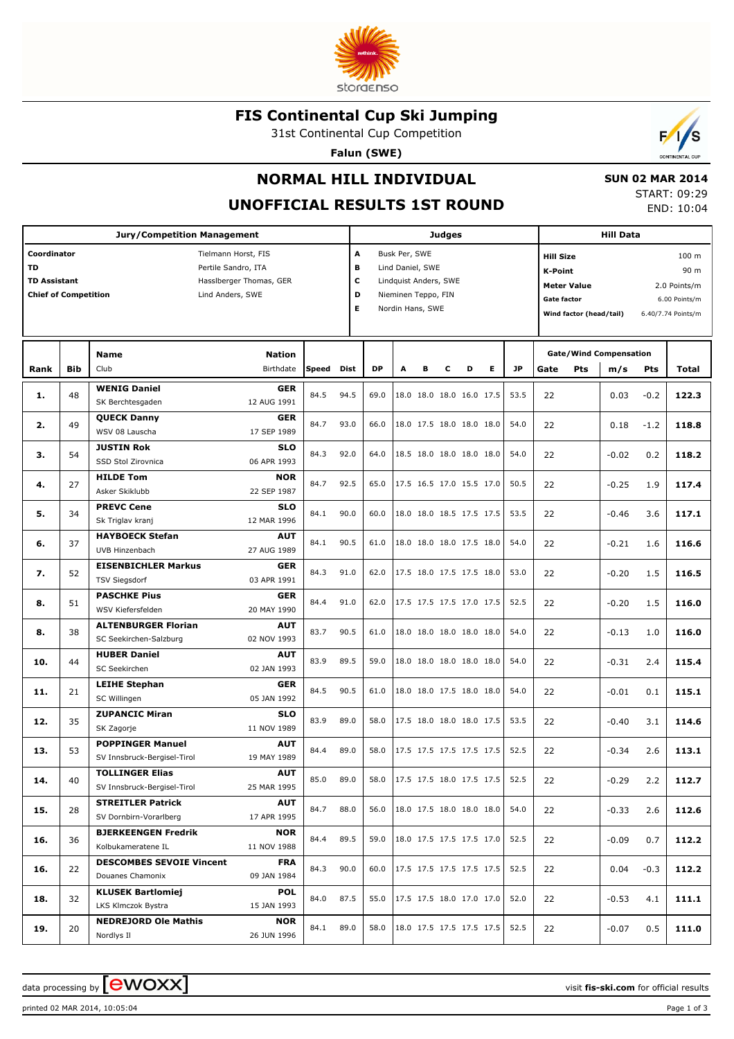# FIS Continental Cup Ski Jumping

31st Continental Cup Competition

**Falun (SWE)**

## NORMAL HILL INDIVIDUAL

## UNOFFICIAL RESULTS 1ST ROUND

**SUN 02 MAR 2014**
START: 09:29
END: 10:04

| Jury/Competition Management | | Judges | | Hill Data | |
|---|---|---|---|---|---|
| **Coordinator** | Tielmann Horst, FIS | **A** | Busk Per, SWE | **Hill Size** | 100 m |
| **TD** | Pertile Sandro, ITA | **B** | Lind Daniel, SWE | **K-Point** | 90 m |
| **TD Assistant** | Hasslberger Thomas, GER | **C** | Lindquist Anders, SWE | **Meter Value** | 2.0 Points/m |
| **Chief of Competition** | Lind Anders, SWE | **D** | Nieminen Teppo, FIN | **Gate factor** | 6.00 Points/m |
| | | **E** | Nordin Hans, SWE | **Wind factor (head/tail)** | 6.40/7.74 Points/m |

| Rank | Bib | Name / Club | Nation / Birthdate | Speed | Dist | DP | A | B | C | D | E | JP | Gate | Pts | m/s | Pts | Total |
|---|---|---|---|---|---|---|---|---|---|---|---|---|---|---|---|---|---|
| **1.** | 48 | **WENIG Daniel** SK Berchtesgaden | **GER** 12 AUG 1991 | 84.5 | 94.5 | 69.0 | 18.0 | 18.0 | 18.0 | 16.0 | 17.5 | 53.5 | 22 | | 0.03 | -0.2 | **122.3** |
| **2.** | 49 | **QUECK Danny** WSV 08 Lauscha | **GER** 17 SEP 1989 | 84.7 | 93.0 | 66.0 | 18.0 | 17.5 | 18.0 | 18.0 | 18.0 | 54.0 | 22 | | 0.18 | -1.2 | **118.8** |
| **3.** | 54 | **JUSTIN Rok** SSD Stol Zirovnica | **SLO** 06 APR 1993 | 84.3 | 92.0 | 64.0 | 18.5 | 18.0 | 18.0 | 18.0 | 18.0 | 54.0 | 22 | | -0.02 | 0.2 | **118.2** |
| **4.** | 27 | **HILDE Tom** Asker Skiklubb | **NOR** 22 SEP 1987 | 84.7 | 92.5 | 65.0 | 17.5 | 16.5 | 17.0 | 15.5 | 17.0 | 50.5 | 22 | | -0.25 | 1.9 | **117.4** |
| **5.** | 34 | **PREVC Cene** Sk Triglav kranj | **SLO** 12 MAR 1996 | 84.1 | 90.0 | 60.0 | 18.0 | 18.0 | 18.5 | 17.5 | 17.5 | 53.5 | 22 | | -0.46 | 3.6 | **117.1** |
| **6.** | 37 | **HAYBOECK Stefan** UVB Hinzenbach | **AUT** 27 AUG 1989 | 84.1 | 90.5 | 61.0 | 18.0 | 18.0 | 18.0 | 17.5 | 18.0 | 54.0 | 22 | | -0.21 | 1.6 | **116.6** |
| **7.** | 52 | **EISENBICHLER Markus** TSV Siegsdorf | **GER** 03 APR 1991 | 84.3 | 91.0 | 62.0 | 17.5 | 18.0 | 17.5 | 17.5 | 18.0 | 53.0 | 22 | | -0.20 | 1.5 | **116.5** |
| **8.** | 51 | **PASCHKE Pius** WSV Kiefersfelden | **GER** 20 MAY 1990 | 84.4 | 91.0 | 62.0 | 17.5 | 17.5 | 17.5 | 17.0 | 17.5 | 52.5 | 22 | | -0.20 | 1.5 | **116.0** |
| **8.** | 38 | **ALTENBURGER Florian** SC Seekirchen-Salzburg | **AUT** 02 NOV 1993 | 83.7 | 90.5 | 61.0 | 18.0 | 18.0 | 18.0 | 18.0 | 18.0 | 54.0 | 22 | | -0.13 | 1.0 | **116.0** |
| **10.** | 44 | **HUBER Daniel** SC Seekirchen | **AUT** 02 JAN 1993 | 83.9 | 89.5 | 59.0 | 18.0 | 18.0 | 18.0 | 18.0 | 18.0 | 54.0 | 22 | | -0.31 | 2.4 | **115.4** |
| **11.** | 21 | **LEIHE Stephan** SC Willingen | **GER** 05 JAN 1992 | 84.5 | 90.5 | 61.0 | 18.0 | 18.0 | 17.5 | 18.0 | 18.0 | 54.0 | 22 | | -0.01 | 0.1 | **115.1** |
| **12.** | 35 | **ZUPANCIC Miran** SK Zagorje | **SLO** 11 NOV 1989 | 83.9 | 89.0 | 58.0 | 17.5 | 18.0 | 18.0 | 18.0 | 17.5 | 53.5 | 22 | | -0.40 | 3.1 | **114.6** |
| **13.** | 53 | **POPPINGER Manuel** SV Innsbruck-Bergisel-Tirol | **AUT** 19 MAY 1989 | 84.4 | 89.0 | 58.0 | 17.5 | 17.5 | 17.5 | 17.5 | 17.5 | 52.5 | 22 | | -0.34 | 2.6 | **113.1** |
| **14.** | 40 | **TOLLINGER Elias** SV Innsbruck-Bergisel-Tirol | **AUT** 25 MAR 1995 | 85.0 | 89.0 | 58.0 | 17.5 | 17.5 | 18.0 | 17.5 | 17.5 | 52.5 | 22 | | -0.29 | 2.2 | **112.7** |
| **15.** | 28 | **STREITLER Patrick** SV Dornbirn-Vorarlberg | **AUT** 17 APR 1995 | 84.7 | 88.0 | 56.0 | 18.0 | 17.5 | 18.0 | 18.0 | 18.0 | 54.0 | 22 | | -0.33 | 2.6 | **112.6** |
| **16.** | 36 | **BJERKEENGEN Fredrik** Kolbukameratene IL | **NOR** 11 NOV 1988 | 84.4 | 89.5 | 59.0 | 18.0 | 17.5 | 17.5 | 17.5 | 17.0 | 52.5 | 22 | | -0.09 | 0.7 | **112.2** |
| **16.** | 22 | **DESCOMBES SEVOIE Vincent** Douanes Chamonix | **FRA** 09 JAN 1984 | 84.3 | 90.0 | 60.0 | 17.5 | 17.5 | 17.5 | 17.5 | 17.5 | 52.5 | 22 | | 0.04 | -0.3 | **112.2** |
| **18.** | 32 | **KLUSEK Bartlomiej** LKS Klmczok Bystra | **POL** 15 JAN 1993 | 84.0 | 87.5 | 55.0 | 17.5 | 17.5 | 18.0 | 17.0 | 17.0 | 52.0 | 22 | | -0.53 | 4.1 | **111.1** |
| **19.** | 20 | **NEDREJORD Ole Mathis** Nordlys Il | **NOR** 26 JUN 1996 | 84.1 | 89.0 | 58.0 | 18.0 | 17.5 | 17.5 | 17.5 | 17.5 | 52.5 | 22 | | -0.07 | 0.5 | **111.0** |

data processing by ewoxx — visit **fis-ski.com** for official results

printed 02 MAR 2014, 10:05:04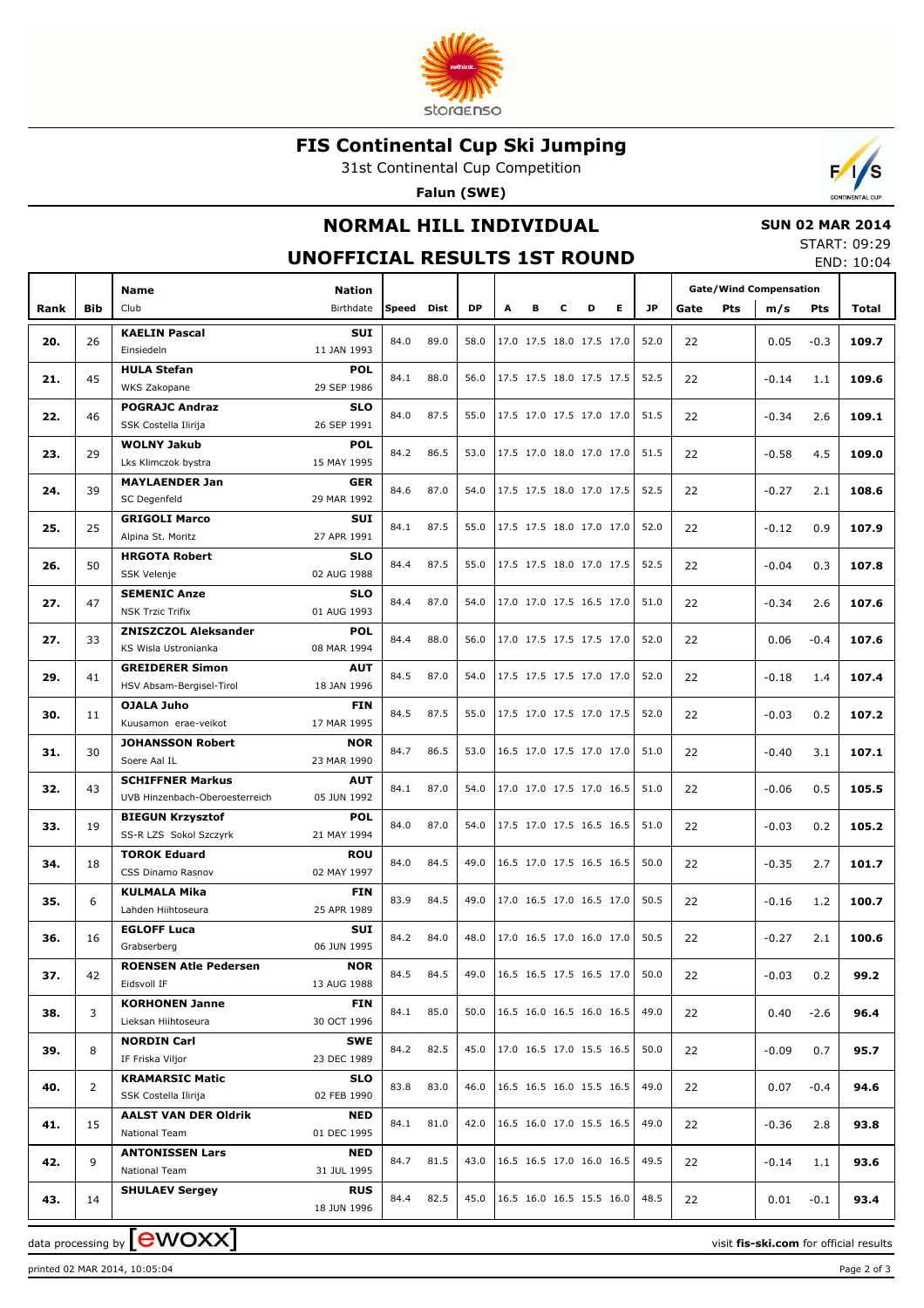# FIS Continental Cup Ski Jumping

31st Continental Cup Competition

**Falun (SWE)**

## NORMAL HILL INDIVIDUAL

**SUN 02 MAR 2014**

START: 09:29

END: 10:04

## UNOFFICIAL RESULTS 1ST ROUND

| Rank | Bib | Name / Club | Nation / Birthdate | Speed | Dist | DP | A | B | C | D | E | JP | Gate | Pts | m/s | Pts | Total |
|---|---|---|---|---|---|---|---|---|---|---|---|---|---|---|---|---|---|
| 20. | 26 | **KAELIN Pascal** Einsiedeln | **SUI** 11 JAN 1993 | 84.0 | 89.0 | 58.0 | 17.0 | 17.5 | 18.0 | 17.5 | 17.0 | 52.0 | 22 | | 0.05 | -0.3 | **109.7** |
| 21. | 45 | **HULA Stefan** WKS Zakopane | **POL** 29 SEP 1986 | 84.1 | 88.0 | 56.0 | 17.5 | 17.5 | 18.0 | 17.5 | 17.5 | 52.5 | 22 | | -0.14 | 1.1 | **109.6** |
| 22. | 46 | **POGRAJC Andraz** SSK Costella Ilirija | **SLO** 26 SEP 1991 | 84.0 | 87.5 | 55.0 | 17.5 | 17.0 | 17.5 | 17.0 | 17.0 | 51.5 | 22 | | -0.34 | 2.6 | **109.1** |
| 23. | 29 | **WOLNY Jakub** Lks Klimczok bystra | **POL** 15 MAY 1995 | 84.2 | 86.5 | 53.0 | 17.5 | 17.0 | 18.0 | 17.0 | 17.0 | 51.5 | 22 | | -0.58 | 4.5 | **109.0** |
| 24. | 39 | **MAYLAENDER Jan** SC Degenfeld | **GER** 29 MAR 1992 | 84.6 | 87.0 | 54.0 | 17.5 | 17.5 | 18.0 | 17.0 | 17.5 | 52.5 | 22 | | -0.27 | 2.1 | **108.6** |
| 25. | 25 | **GRIGOLI Marco** Alpina St. Moritz | **SUI** 27 APR 1991 | 84.1 | 87.5 | 55.0 | 17.5 | 17.5 | 18.0 | 17.0 | 17.0 | 52.0 | 22 | | -0.12 | 0.9 | **107.9** |
| 26. | 50 | **HRGOTA Robert** SSK Velenje | **SLO** 02 AUG 1988 | 84.4 | 87.5 | 55.0 | 17.5 | 17.5 | 18.0 | 17.0 | 17.5 | 52.5 | 22 | | -0.04 | 0.3 | **107.8** |
| 27. | 47 | **SEMENIC Anze** NSK Trzic Trifix | **SLO** 01 AUG 1993 | 84.4 | 87.0 | 54.0 | 17.0 | 17.0 | 17.5 | 16.5 | 17.0 | 51.0 | 22 | | -0.34 | 2.6 | **107.6** |
| 27. | 33 | **ZNISZCZOL Aleksander** KS Wisla Ustronianka | **POL** 08 MAR 1994 | 84.4 | 88.0 | 56.0 | 17.0 | 17.5 | 17.5 | 17.5 | 17.0 | 52.0 | 22 | | 0.06 | -0.4 | **107.6** |
| 29. | 41 | **GREIDERER Simon** HSV Absam-Bergisel-Tirol | **AUT** 18 JAN 1996 | 84.5 | 87.0 | 54.0 | 17.5 | 17.5 | 17.5 | 17.0 | 17.0 | 52.0 | 22 | | -0.18 | 1.4 | **107.4** |
| 30. | 11 | **OJALA Juho** Kuusamon erae-veikot | **FIN** 17 MAR 1995 | 84.5 | 87.5 | 55.0 | 17.5 | 17.0 | 17.5 | 17.0 | 17.5 | 52.0 | 22 | | -0.03 | 0.2 | **107.2** |
| 31. | 30 | **JOHANSSON Robert** Soere Aal IL | **NOR** 23 MAR 1990 | 84.7 | 86.5 | 53.0 | 16.5 | 17.0 | 17.5 | 17.0 | 17.0 | 51.0 | 22 | | -0.40 | 3.1 | **107.1** |
| 32. | 43 | **SCHIFFNER Markus** UVB Hinzenbach-Oberoesterreich | **AUT** 05 JUN 1992 | 84.1 | 87.0 | 54.0 | 17.0 | 17.0 | 17.5 | 17.0 | 16.5 | 51.0 | 22 | | -0.06 | 0.5 | **105.5** |
| 33. | 19 | **BIEGUN Krzysztof** SS-R LZS Sokol Szczyrk | **POL** 21 MAY 1994 | 84.0 | 87.0 | 54.0 | 17.5 | 17.0 | 17.5 | 16.5 | 16.5 | 51.0 | 22 | | -0.03 | 0.2 | **105.2** |
| 34. | 18 | **TOROK Eduard** CSS Dinamo Rasnov | **ROU** 02 MAY 1997 | 84.0 | 84.5 | 49.0 | 16.5 | 17.0 | 17.5 | 16.5 | 16.5 | 50.0 | 22 | | -0.35 | 2.7 | **101.7** |
| 35. | 6 | **KULMALA Mika** Lahden Hiihtoseura | **FIN** 25 APR 1989 | 83.9 | 84.5 | 49.0 | 17.0 | 16.5 | 17.0 | 16.5 | 17.0 | 50.5 | 22 | | -0.16 | 1.2 | **100.7** |
| 36. | 16 | **EGLOFF Luca** Grabserberg | **SUI** 06 JUN 1995 | 84.2 | 84.0 | 48.0 | 17.0 | 16.5 | 17.0 | 16.0 | 17.0 | 50.5 | 22 | | -0.27 | 2.1 | **100.6** |
| 37. | 42 | **ROENSEN Atle Pedersen** Eidsvoll IF | **NOR** 13 AUG 1988 | 84.5 | 84.5 | 49.0 | 16.5 | 16.5 | 17.5 | 16.5 | 17.0 | 50.0 | 22 | | -0.03 | 0.2 | **99.2** |
| 38. | 3 | **KORHONEN Janne** Lieksan Hiihtoseura | **FIN** 30 OCT 1996 | 84.1 | 85.0 | 50.0 | 16.5 | 16.0 | 16.5 | 16.0 | 16.5 | 49.0 | 22 | | 0.40 | -2.6 | **96.4** |
| 39. | 8 | **NORDIN Carl** IF Friska Viljor | **SWE** 23 DEC 1989 | 84.2 | 82.5 | 45.0 | 17.0 | 16.5 | 17.0 | 15.5 | 16.5 | 50.0 | 22 | | -0.09 | 0.7 | **95.7** |
| 40. | 2 | **KRAMARSIC Matic** SSK Costella Ilirija | **SLO** 02 FEB 1990 | 83.8 | 83.0 | 46.0 | 16.5 | 16.5 | 16.0 | 15.5 | 16.5 | 49.0 | 22 | | 0.07 | -0.4 | **94.6** |
| 41. | 15 | **AALST VAN DER Oldrik** National Team | **NED** 01 DEC 1995 | 84.1 | 81.0 | 42.0 | 16.5 | 16.0 | 17.0 | 15.5 | 16.5 | 49.0 | 22 | | -0.36 | 2.8 | **93.8** |
| 42. | 9 | **ANTONISSEN Lars** National Team | **NED** 31 JUL 1995 | 84.7 | 81.5 | 43.0 | 16.5 | 16.5 | 17.0 | 16.0 | 16.5 | 49.5 | 22 | | -0.14 | 1.1 | **93.6** |
| 43. | 14 | **SHULAEV Sergey** | **RUS** 18 JUN 1996 | 84.4 | 82.5 | 45.0 | 16.5 | 16.0 | 16.5 | 15.5 | 16.0 | 48.5 | 22 | | 0.01 | -0.1 | **93.4** |

data processing by ewoxx — visit **fis-ski.com** for official results

printed 02 MAR 2014, 10:05:04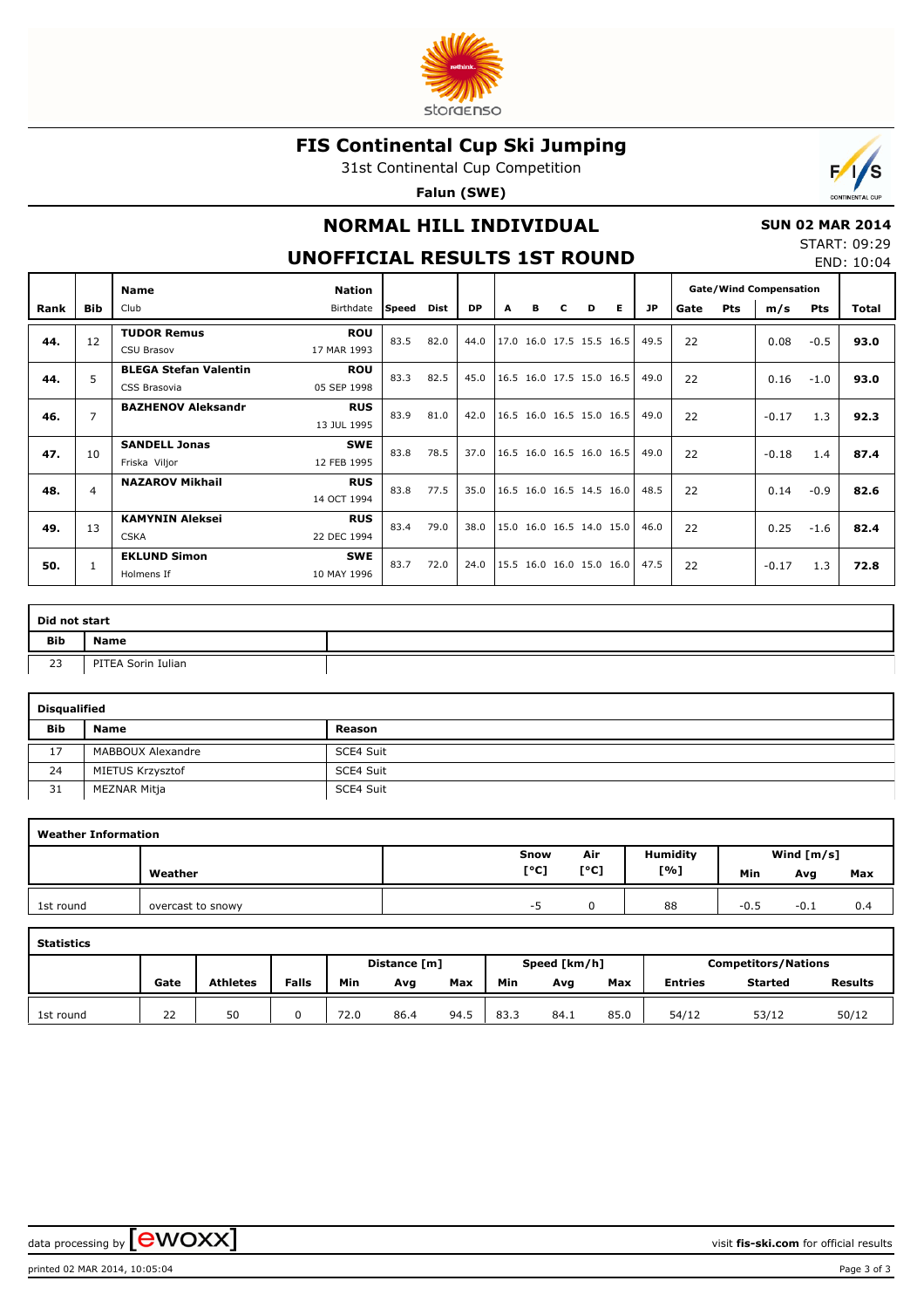# FIS Continental Cup Ski Jumping

31st Continental Cup Competition

**Falun (SWE)**

## NORMAL HILL INDIVIDUAL

**SUN 02 MAR 2014**

START: 09:29

END: 10:04

## UNOFFICIAL RESULTS 1ST ROUND

| Rank | Bib | Name / Club | Nation / Birthdate | Speed | Dist | DP | A | B | C | D | E | JP | Gate | Gate Pts | Wind m/s | Wind Pts | Total |
|---|---|---|---|---|---|---|---|---|---|---|---|---|---|---|---|---|---|
| 44. | 12 | **TUDOR Remus** CSU Brasov | **ROU** 17 MAR 1993 | 83.5 | 82.0 | 44.0 | 17.0 | 16.0 | 17.5 | 15.5 | 16.5 | 49.5 | 22 | | 0.08 | -0.5 | **93.0** |
| 44. | 5 | **BLEGA Stefan Valentin** CSS Brasovia | **ROU** 05 SEP 1998 | 83.3 | 82.5 | 45.0 | 16.5 | 16.0 | 17.5 | 15.0 | 16.5 | 49.0 | 22 | | 0.16 | -1.0 | **93.0** |
| 46. | 7 | **BAZHENOV Aleksandr** | **RUS** 13 JUL 1995 | 83.9 | 81.0 | 42.0 | 16.5 | 16.0 | 16.5 | 15.0 | 16.5 | 49.0 | 22 | | -0.17 | 1.3 | **92.3** |
| 47. | 10 | **SANDELL Jonas** Friska Viljor | **SWE** 12 FEB 1995 | 83.8 | 78.5 | 37.0 | 16.5 | 16.0 | 16.5 | 16.0 | 16.5 | 49.0 | 22 | | -0.18 | 1.4 | **87.4** |
| 48. | 4 | **NAZAROV Mikhail** | **RUS** 14 OCT 1994 | 83.8 | 77.5 | 35.0 | 16.5 | 16.0 | 16.5 | 14.5 | 16.0 | 48.5 | 22 | | 0.14 | -0.9 | **82.6** |
| 49. | 13 | **KAMYNIN Aleksei** CSKA | **RUS** 22 DEC 1994 | 83.4 | 79.0 | 38.0 | 15.0 | 16.0 | 16.5 | 14.0 | 15.0 | 46.0 | 22 | | 0.25 | -1.6 | **82.4** |
| 50. | 1 | **EKLUND Simon** Holmens If | **SWE** 10 MAY 1996 | 83.7 | 72.0 | 24.0 | 15.5 | 16.0 | 16.0 | 15.0 | 16.0 | 47.5 | 22 | | -0.17 | 1.3 | **72.8** |

**Did not start**

| Bib | Name |
|---|---|
| 23 | PITEA Sorin Iulian |

**Disqualified**

| Bib | Name | Reason |
|---|---|---|
| 17 | MABBOUX Alexandre | SCE4 Suit |
| 24 | MIETUS Krzysztof | SCE4 Suit |
| 31 | MEZNAR Mitja | SCE4 Suit |

**Weather Information**

| | Weather | Snow [°C] | Air [°C] | Humidity [%] | Wind Min [m/s] | Wind Avg [m/s] | Wind Max [m/s] |
|---|---|---|---|---|---|---|---|
| 1st round | overcast to snowy | -5 | 0 | 88 | -0.5 | -0.1 | 0.4 |

**Statistics**

| | Gate | Athletes | Falls | Distance Min [m] | Distance Avg [m] | Distance Max [m] | Speed Min [km/h] | Speed Avg [km/h] | Speed Max [km/h] | Entries | Started | Results |
|---|---|---|---|---|---|---|---|---|---|---|---|---|
| 1st round | 22 | 50 | 0 | 72.0 | 86.4 | 94.5 | 83.3 | 84.1 | 85.0 | 54/12 | 53/12 | 50/12 |

data processing by ewoxx

visit **fis-ski.com** for official results

printed 02 MAR 2014, 10:05:04